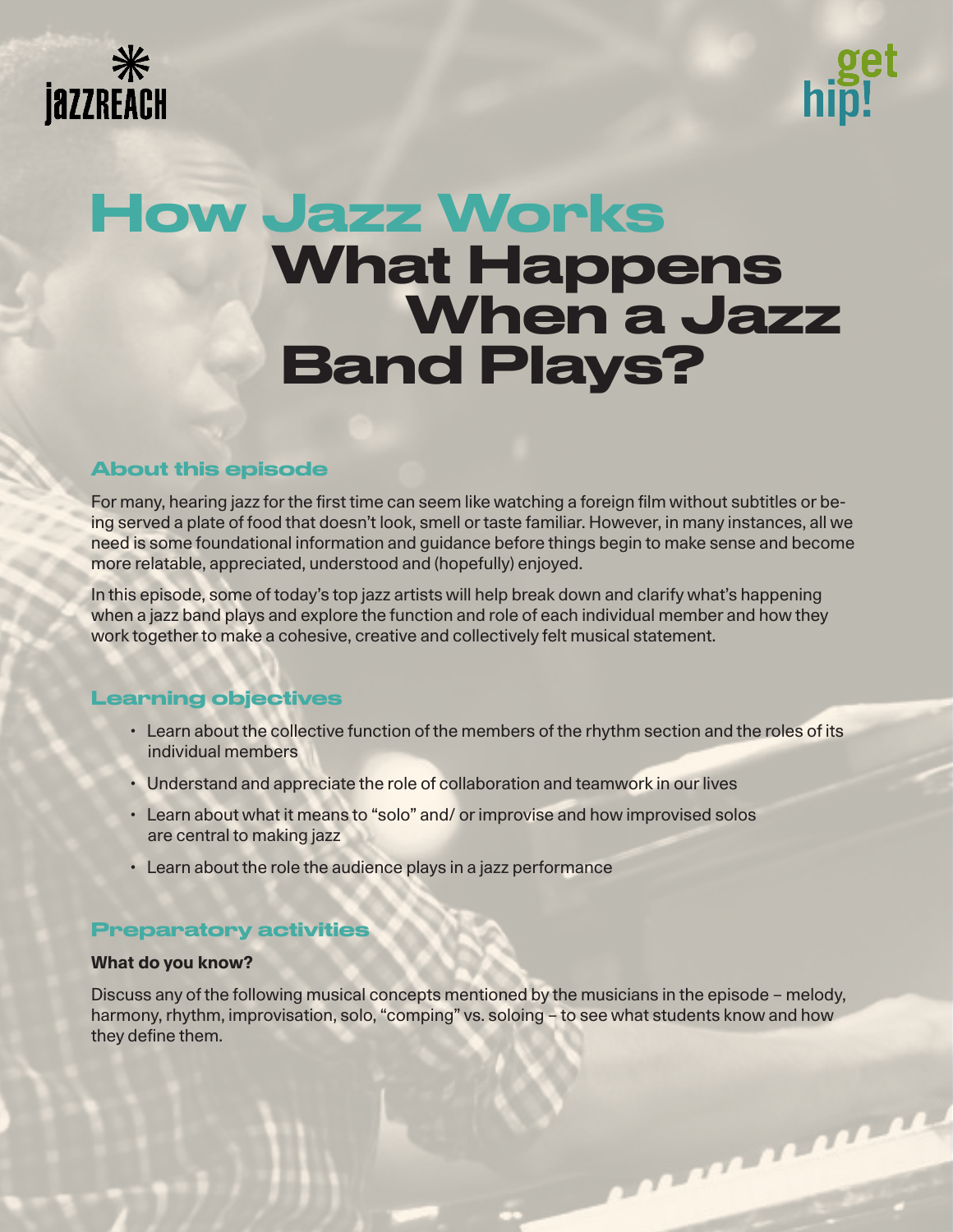jazzreach

get hip!

# How Jazz Works

# What Happens When a Jazz Band Plays?

## About this episode

For many, hearing jazz for the first time can seem like watching a foreign film without subtitles or being served a plate of food that doesn't look, smell or taste familiar. However, in many instances, all we need is some foundational information and guidance before things begin to make sense and become more relatable, appreciated, understood and (hopefully) enjoyed.

In this episode, some of today's top jazz artists will help break down and clarify what's happening when a jazz band plays and explore the function and role of each individual member and how they work together to make a cohesive, creative and collectively felt musical statement.

## Learning objectives

- Learn about the collective function of the members of the rhythm section and the roles of its individual members
- Understand and appreciate the role of collaboration and teamwork in our lives
- Learn about what it means to "solo" and/ or improvise and how improvised solos are central to making jazz
- Learn about the role the audience plays in a jazz performance

## Preparatory activities

**What do you know?**

Discuss any of the following musical concepts mentioned by the musicians in the episode – melody, harmony, rhythm, improvisation, solo, "comping" vs. soloing – to see what students know and how they define them.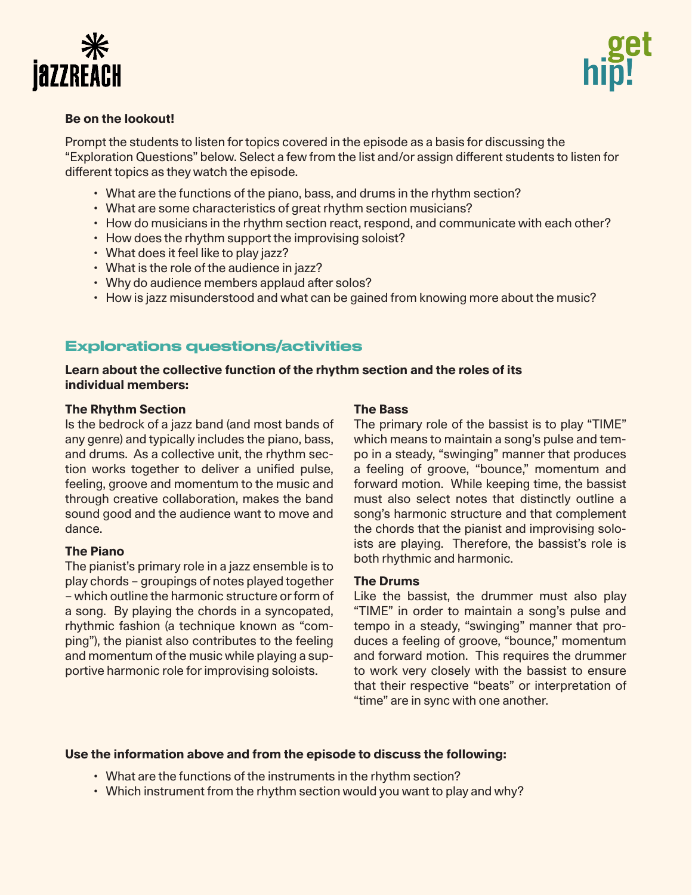**Be on the lookout!**

Prompt the students to listen for topics covered in the episode as a basis for discussing the "Exploration Questions" below. Select a few from the list and/or assign different students to listen for different topics as they watch the episode.

- What are the functions of the piano, bass, and drums in the rhythm section?
- What are some characteristics of great rhythm section musicians?
- How do musicians in the rhythm section react, respond, and communicate with each other?
- How does the rhythm support the improvising soloist?
- What does it feel like to play jazz?
- What is the role of the audience in jazz?
- Why do audience members applaud after solos?
- How is jazz misunderstood and what can be gained from knowing more about the music?

## Explorations questions/activities

**Learn about the collective function of the rhythm section and the roles of its individual members:**

**The Rhythm Section**
Is the bedrock of a jazz band (and most bands of any genre) and typically includes the piano, bass, and drums. As a collective unit, the rhythm section works together to deliver a unified pulse, feeling, groove and momentum to the music and through creative collaboration, makes the band sound good and the audience want to move and dance.

**The Piano**
The pianist's primary role in a jazz ensemble is to play chords – groupings of notes played together – which outline the harmonic structure or form of a song. By playing the chords in a syncopated, rhythmic fashion (a technique known as "comping"), the pianist also contributes to the feeling and momentum of the music while playing a supportive harmonic role for improvising soloists.

**The Bass**
The primary role of the bassist is to play "TIME" which means to maintain a song's pulse and tempo in a steady, "swinging" manner that produces a feeling of groove, "bounce," momentum and forward motion. While keeping time, the bassist must also select notes that distinctly outline a song's harmonic structure and that complement the chords that the pianist and improvising soloists are playing. Therefore, the bassist's role is both rhythmic and harmonic.

**The Drums**
Like the bassist, the drummer must also play "TIME" in order to maintain a song's pulse and tempo in a steady, "swinging" manner that produces a feeling of groove, "bounce," momentum and forward motion. This requires the drummer to work very closely with the bassist to ensure that their respective "beats" or interpretation of "time" are in sync with one another.

**Use the information above and from the episode to discuss the following:**

- What are the functions of the instruments in the rhythm section?
- Which instrument from the rhythm section would you want to play and why?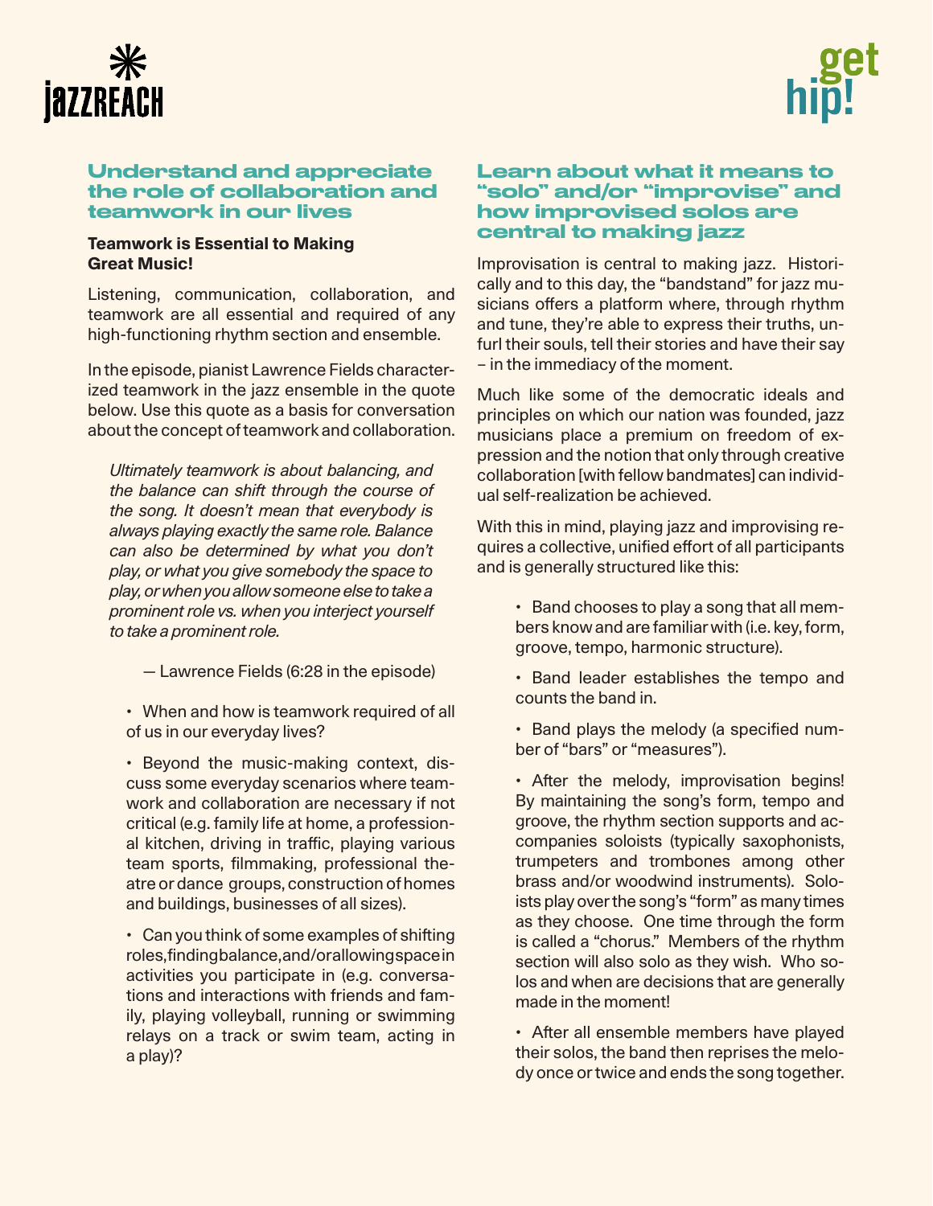## Understand and appreciate the role of collaboration and teamwork in our lives

**Teamwork is Essential to Making Great Music!**

Listening, communication, collaboration, and teamwork are all essential and required of any high-functioning rhythm section and ensemble.

In the episode, pianist Lawrence Fields characterized teamwork in the jazz ensemble in the quote below. Use this quote as a basis for conversation about the concept of teamwork and collaboration.

> *Ultimately teamwork is about balancing, and the balance can shift through the course of the song. It doesn't mean that everybody is always playing exactly the same role. Balance can also be determined by what you don't play, or what you give somebody the space to play, or when you allow someone else to take a prominent role vs. when you interject yourself to take a prominent role.*
>
> — Lawrence Fields (6:28 in the episode)

- When and how is teamwork required of all of us in our everyday lives?
- Beyond the music-making context, discuss some everyday scenarios where teamwork and collaboration are necessary if not critical (e.g. family life at home, a professional kitchen, driving in traffic, playing various team sports, filmmaking, professional theatre or dance groups, construction of homes and buildings, businesses of all sizes).
- Can you think of some examples of shifting roles, finding balance, and/or allowing space in activities you participate in (e.g. conversations and interactions with friends and family, playing volleyball, running or swimming relays on a track or swim team, acting in a play)?

## Learn about what it means to "solo" and/or "improvise" and how improvised solos are central to making jazz

Improvisation is central to making jazz. Historically and to this day, the "bandstand" for jazz musicians offers a platform where, through rhythm and tune, they're able to express their truths, unfurl their souls, tell their stories and have their say – in the immediacy of the moment.

Much like some of the democratic ideals and principles on which our nation was founded, jazz musicians place a premium on freedom of expression and the notion that only through creative collaboration [with fellow bandmates] can individual self-realization be achieved.

With this in mind, playing jazz and improvising requires a collective, unified effort of all participants and is generally structured like this:

- Band chooses to play a song that all members know and are familiar with (i.e. key, form, groove, tempo, harmonic structure).
- Band leader establishes the tempo and counts the band in.
- Band plays the melody (a specified number of "bars" or "measures").
- After the melody, improvisation begins! By maintaining the song's form, tempo and groove, the rhythm section supports and accompanies soloists (typically saxophonists, trumpeters and trombones among other brass and/or woodwind instruments). Soloists play over the song's "form" as many times as they choose. One time through the form is called a "chorus." Members of the rhythm section will also solo as they wish. Who solos and when are decisions that are generally made in the moment!
- After all ensemble members have played their solos, the band then reprises the melody once or twice and ends the song together.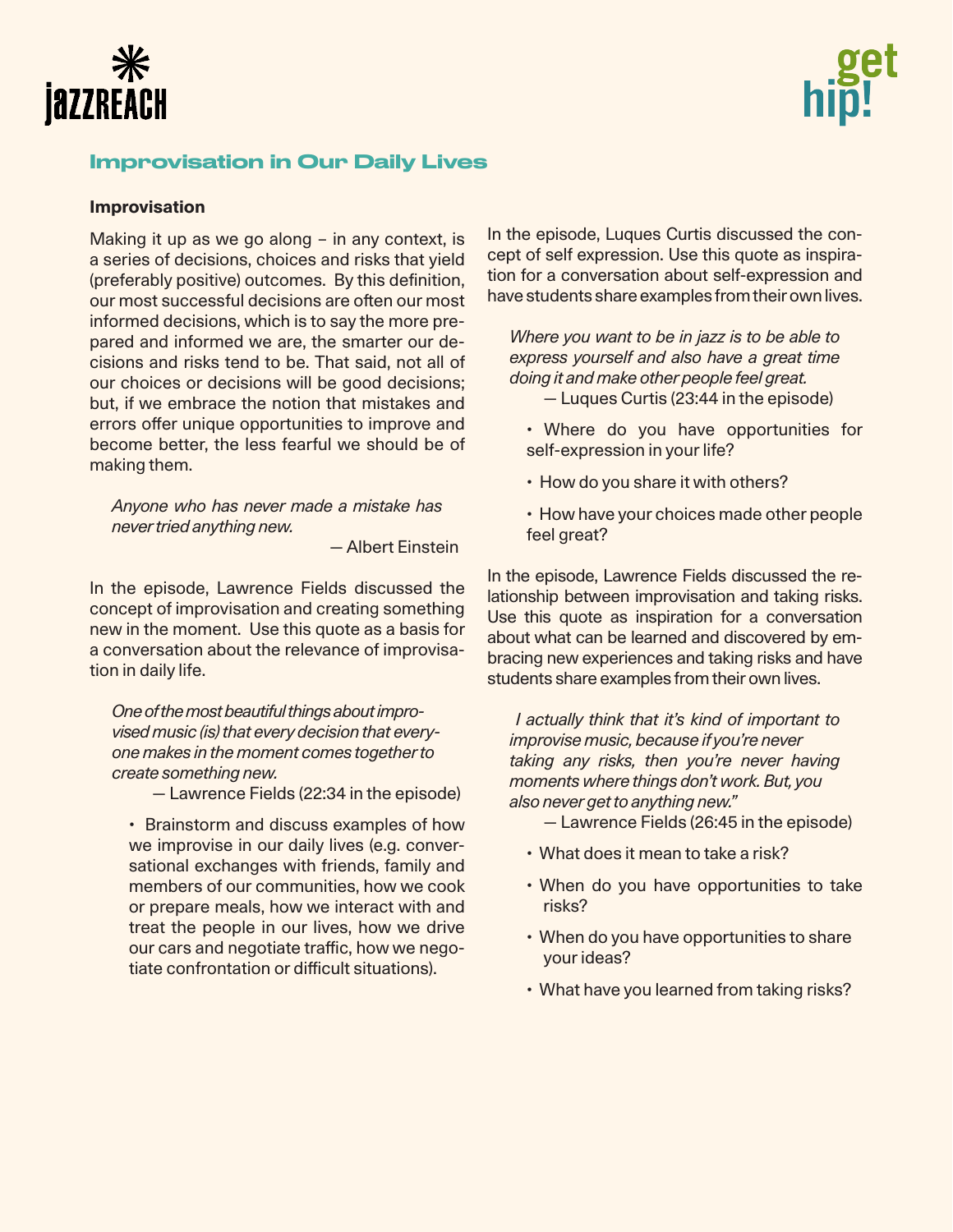## Improvisation in Our Daily Lives

### Improvisation

Making it up as we go along – in any context, is a series of decisions, choices and risks that yield (preferably positive) outcomes. By this definition, our most successful decisions are often our most informed decisions, which is to say the more prepared and informed we are, the smarter our decisions and risks tend to be. That said, not all of our choices or decisions will be good decisions; but, if we embrace the notion that mistakes and errors offer unique opportunities to improve and become better, the less fearful we should be of making them.

> *Anyone who has never made a mistake has never tried anything new.*
>
> — Albert Einstein

In the episode, Lawrence Fields discussed the concept of improvisation and creating something new in the moment. Use this quote as a basis for a conversation about the relevance of improvisation in daily life.

> *One of the most beautiful things about improvised music (is) that every decision that everyone makes in the moment comes together to create something new.*
>
> — Lawrence Fields (22:34 in the episode)

- Brainstorm and discuss examples of how we improvise in our daily lives (e.g. conversational exchanges with friends, family and members of our communities, how we cook or prepare meals, how we interact with and treat the people in our lives, how we drive our cars and negotiate traffic, how we negotiate confrontation or difficult situations).

In the episode, Luques Curtis discussed the concept of self expression. Use this quote as inspiration for a conversation about self-expression and have students share examples from their own lives.

> *Where you want to be in jazz is to be able to express yourself and also have a great time doing it and make other people feel great.*
>
> — Luques Curtis (23:44 in the episode)

- Where do you have opportunities for self-expression in your life?
- How do you share it with others?
- How have your choices made other people feel great?

In the episode, Lawrence Fields discussed the relationship between improvisation and taking risks. Use this quote as inspiration for a conversation about what can be learned and discovered by embracing new experiences and taking risks and have students share examples from their own lives.

> *I actually think that it's kind of important to improvise music, because if you're never taking any risks, then you're never having moments where things don't work. But, you also never get to anything new."*
>
> — Lawrence Fields (26:45 in the episode)

- What does it mean to take a risk?
- When do you have opportunities to take risks?
- When do you have opportunities to share your ideas?
- What have you learned from taking risks?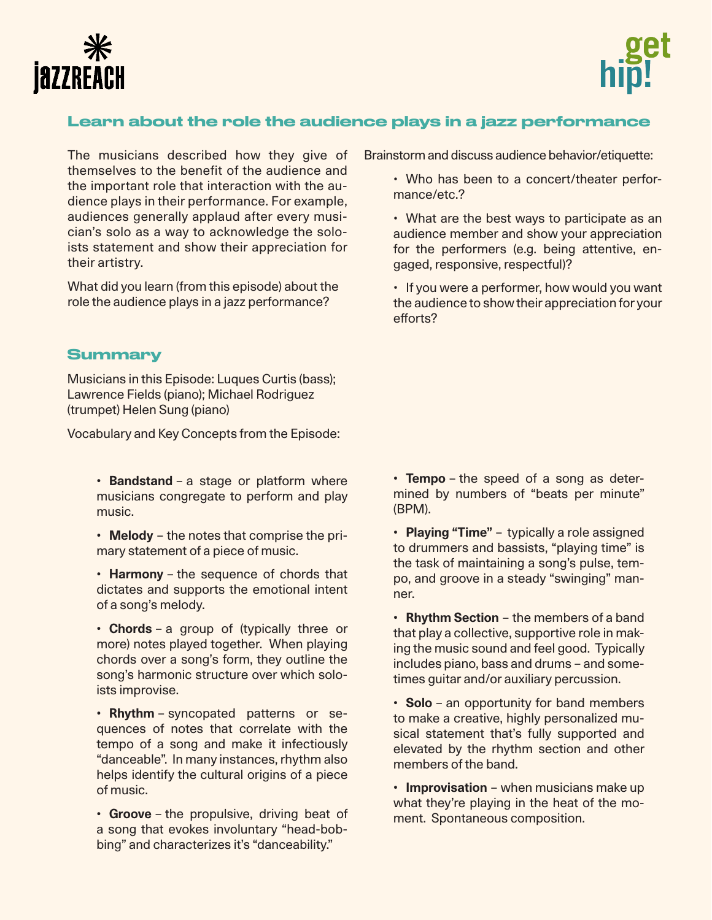## Learn about the role the audience plays in a jazz performance

The musicians described how they give of themselves to the benefit of the audience and the important role that interaction with the audience plays in their performance. For example, audiences generally applaud after every musician's solo as a way to acknowledge the soloists statement and show their appreciation for their artistry.

What did you learn (from this episode) about the role the audience plays in a jazz performance?

Brainstorm and discuss audience behavior/etiquette:

- Who has been to a concert/theater performance/etc.?
- What are the best ways to participate as an audience member and show your appreciation for the performers (e.g. being attentive, engaged, responsive, respectful)?
- If you were a performer, how would you want the audience to show their appreciation for your efforts?

## Summary

Musicians in this Episode: Luques Curtis (bass); Lawrence Fields (piano); Michael Rodriguez (trumpet) Helen Sung (piano)

Vocabulary and Key Concepts from the Episode:

- **Bandstand** – a stage or platform where musicians congregate to perform and play music.
- **Melody** – the notes that comprise the primary statement of a piece of music.
- **Harmony** – the sequence of chords that dictates and supports the emotional intent of a song's melody.
- **Chords** – a group of (typically three or more) notes played together. When playing chords over a song's form, they outline the song's harmonic structure over which soloists improvise.
- **Rhythm** – syncopated patterns or sequences of notes that correlate with the tempo of a song and make it infectiously "danceable". In many instances, rhythm also helps identify the cultural origins of a piece of music.
- **Groove** – the propulsive, driving beat of a song that evokes involuntary "head-bobbing" and characterizes it's "danceability."
- **Tempo** – the speed of a song as determined by numbers of "beats per minute" (BPM).
- **Playing "Time"** – typically a role assigned to drummers and bassists, "playing time" is the task of maintaining a song's pulse, tempo, and groove in a steady "swinging" manner.
- **Rhythm Section** – the members of a band that play a collective, supportive role in making the music sound and feel good. Typically includes piano, bass and drums – and sometimes guitar and/or auxiliary percussion.
- **Solo** – an opportunity for band members to make a creative, highly personalized musical statement that's fully supported and elevated by the rhythm section and other members of the band.
- **Improvisation** – when musicians make up what they're playing in the heat of the moment. Spontaneous composition.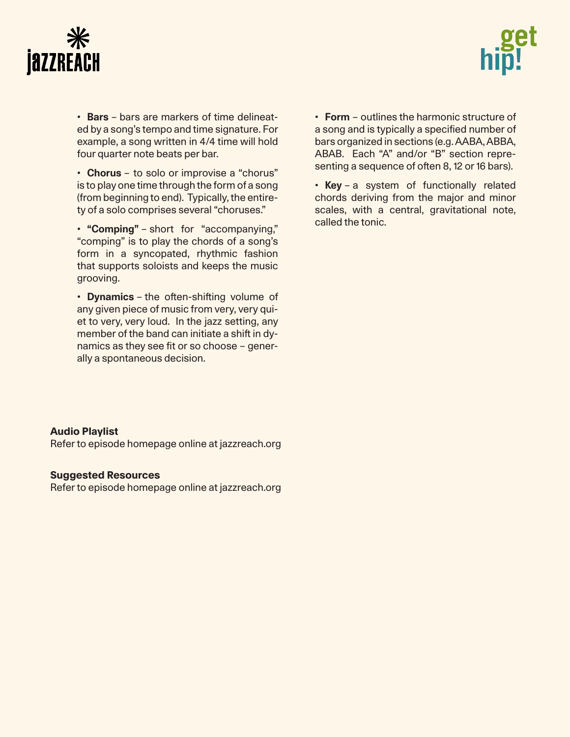- **Bars** – bars are markers of time delineated by a song's tempo and time signature. For example, a song written in 4/4 time will hold four quarter note beats per bar.

- **Chorus** – to solo or improvise a "chorus" is to play one time through the form of a song (from beginning to end). Typically, the entirety of a solo comprises several "choruses."

- **"Comping"** – short for "accompanying," "comping" is to play the chords of a song's form in a syncopated, rhythmic fashion that supports soloists and keeps the music grooving.

- **Dynamics** – the often-shifting volume of any given piece of music from very, very quiet to very, very loud. In the jazz setting, any member of the band can initiate a shift in dynamics as they see fit or so choose – generally a spontaneous decision.

- **Form** – outlines the harmonic structure of a song and is typically a specified number of bars organized in sections (e.g. AABA, ABBA, ABAB. Each "A" and/or "B" section representing a sequence of often 8, 12 or 16 bars).

- **Key** – a system of functionally related chords deriving from the major and minor scales, with a central, gravitational note, called the tonic.

**Audio Playlist**
Refer to episode homepage online at jazzreach.org

**Suggested Resources**
Refer to episode homepage online at jazzreach.org